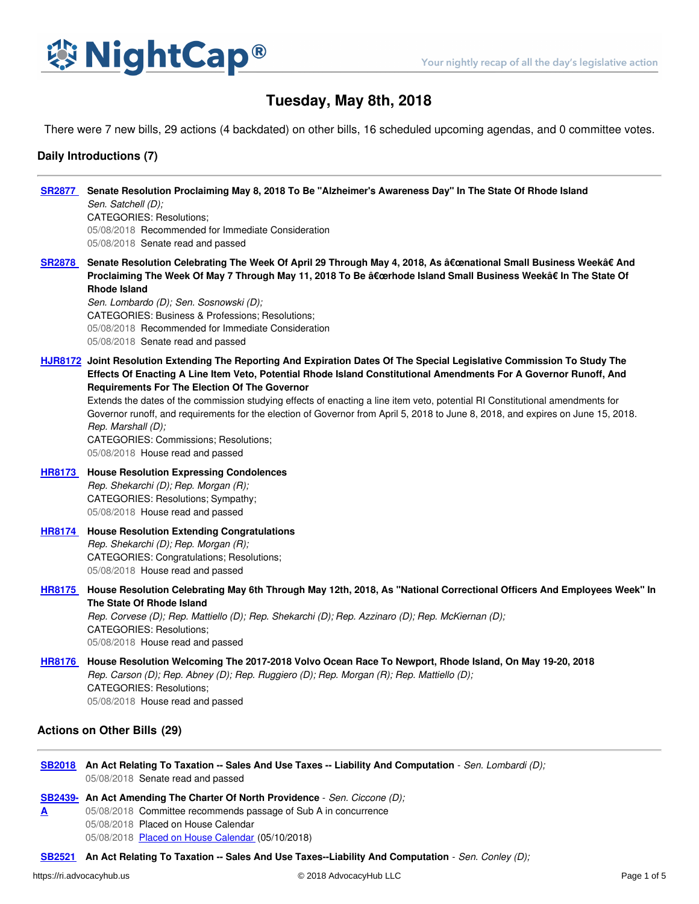# NightCap®

Your nightly recap of all the day's legislative action

## Tuesday, May 8th, 2018

There were 7 new bills, 29 actions (4 backdated) on other bills, 16 scheduled upcoming agendas, and 0 committee votes.

### Daily Introductions (7)

**SR2877** **Senate Resolution Proclaiming May 8, 2018 To Be "Alzheimer's Awareness Day" In The State Of Rhode Island**
*Sen. Satchell (D);*
CATEGORIES: Resolutions;
05/08/2018 Recommended for Immediate Consideration
05/08/2018 Senate read and passed

**SR2878** **Senate Resolution Celebrating The Week Of April 29 Through May 4, 2018, As â€œnational Small Business Weekâ€ And Proclaiming The Week Of May 7 Through May 11, 2018 To Be â€œrhode Island Small Business Weekâ€ In The State Of Rhode Island**
*Sen. Lombardo (D); Sen. Sosnowski (D);*
CATEGORIES: Business & Professions; Resolutions;
05/08/2018 Recommended for Immediate Consideration
05/08/2018 Senate read and passed

**HJR8172** **Joint Resolution Extending The Reporting And Expiration Dates Of The Special Legislative Commission To Study The Effects Of Enacting A Line Item Veto, Potential Rhode Island Constitutional Amendments For A Governor Runoff, And Requirements For The Election Of The Governor**
Extends the dates of the commission studying effects of enacting a line item veto, potential RI Constitutional amendments for Governor runoff, and requirements for the election of Governor from April 5, 2018 to June 8, 2018, and expires on June 15, 2018.
*Rep. Marshall (D);*
CATEGORIES: Commissions; Resolutions;
05/08/2018 House read and passed

**HR8173** **House Resolution Expressing Condolences**
*Rep. Shekarchi (D); Rep. Morgan (R);*
CATEGORIES: Resolutions; Sympathy;
05/08/2018 House read and passed

**HR8174** **House Resolution Extending Congratulations**
*Rep. Shekarchi (D); Rep. Morgan (R);*
CATEGORIES: Congratulations; Resolutions;
05/08/2018 House read and passed

**HR8175** **House Resolution Celebrating May 6th Through May 12th, 2018, As "National Correctional Officers And Employees Week" In The State Of Rhode Island**
*Rep. Corvese (D); Rep. Mattiello (D); Rep. Shekarchi (D); Rep. Azzinaro (D); Rep. McKiernan (D);*
CATEGORIES: Resolutions;
05/08/2018 House read and passed

**HR8176** **House Resolution Welcoming The 2017-2018 Volvo Ocean Race To Newport, Rhode Island, On May 19-20, 2018**
*Rep. Carson (D); Rep. Abney (D); Rep. Ruggiero (D); Rep. Morgan (R); Rep. Mattiello (D);*
CATEGORIES: Resolutions;
05/08/2018 House read and passed

### Actions on Other Bills (29)

**SB2018** **An Act Relating To Taxation -- Sales And Use Taxes -- Liability And Computation** - *Sen. Lombardi (D);*
05/08/2018 Senate read and passed

**SB2439-A** **An Act Amending The Charter Of North Providence** - *Sen. Ciccone (D);*
05/08/2018 Committee recommends passage of Sub A in concurrence
05/08/2018 Placed on House Calendar
05/08/2018 Placed on House Calendar (05/10/2018)

**SB2521** **An Act Relating To Taxation -- Sales And Use Taxes--Liability And Computation** - *Sen. Conley (D);*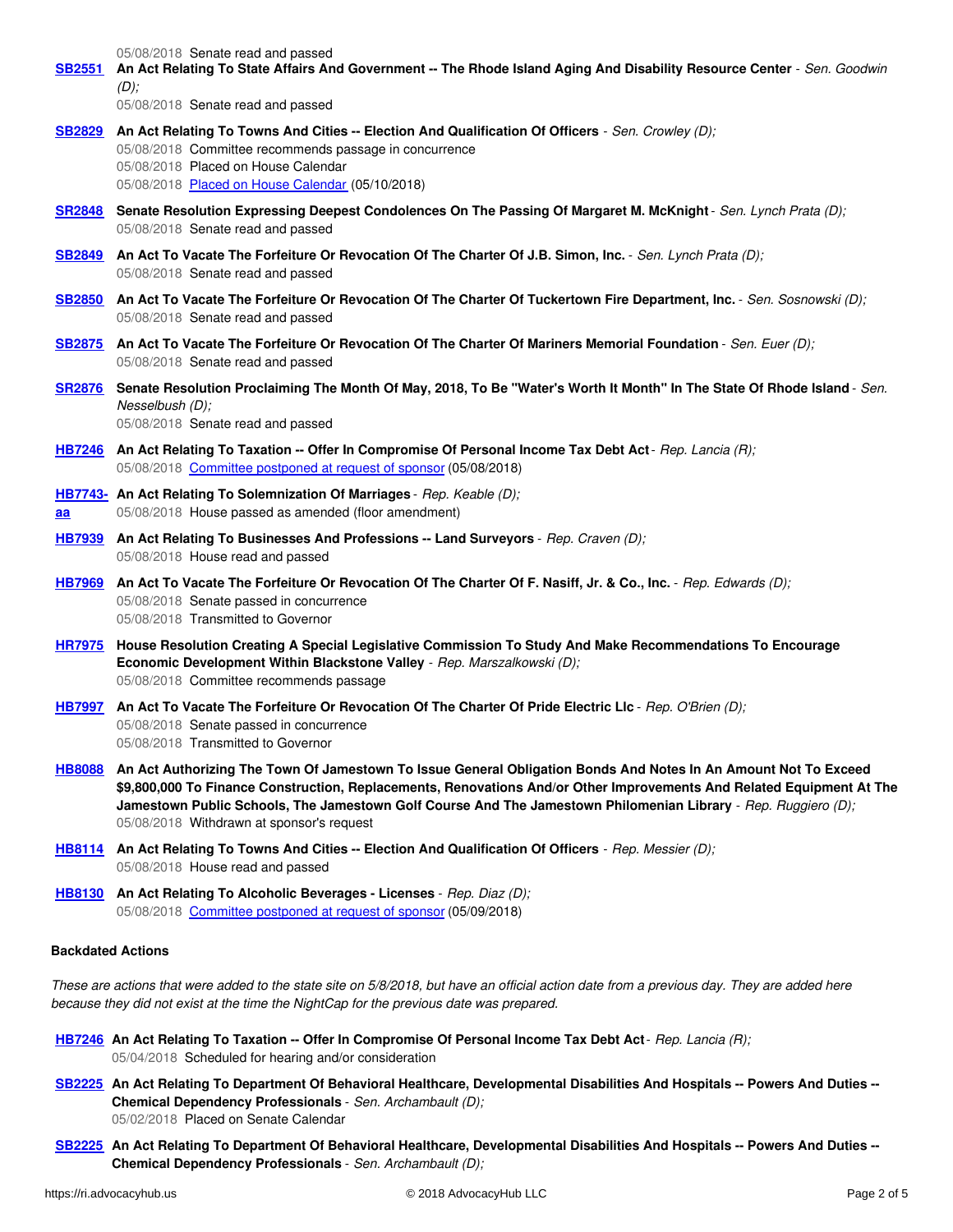05/08/2018 Senate read and passed

**SB2551** **An Act Relating To State Affairs And Government -- The Rhode Island Aging And Disability Resource Center** - *Sen. Goodwin (D);*
05/08/2018 Senate read and passed

**SB2829** **An Act Relating To Towns And Cities -- Election And Qualification Of Officers** - *Sen. Crowley (D);*
05/08/2018 Committee recommends passage in concurrence
05/08/2018 Placed on House Calendar
05/08/2018 Placed on House Calendar (05/10/2018)

**SR2848** **Senate Resolution Expressing Deepest Condolences On The Passing Of Margaret M. McKnight** - *Sen. Lynch Prata (D);*
05/08/2018 Senate read and passed

**SB2849** **An Act To Vacate The Forfeiture Or Revocation Of The Charter Of J.B. Simon, Inc.** - *Sen. Lynch Prata (D);*
05/08/2018 Senate read and passed

**SB2850** **An Act To Vacate The Forfeiture Or Revocation Of The Charter Of Tuckertown Fire Department, Inc.** - *Sen. Sosnowski (D);*
05/08/2018 Senate read and passed

**SB2875** **An Act To Vacate The Forfeiture Or Revocation Of The Charter Of Mariners Memorial Foundation** - *Sen. Euer (D);*
05/08/2018 Senate read and passed

**SR2876** **Senate Resolution Proclaiming The Month Of May, 2018, To Be "Water's Worth It Month" In The State Of Rhode Island** - *Sen. Nesselbush (D);*
05/08/2018 Senate read and passed

**HB7246** **An Act Relating To Taxation -- Offer In Compromise Of Personal Income Tax Debt Act** - *Rep. Lancia (R);*
05/08/2018 Committee postponed at request of sponsor (05/08/2018)

**HB7743-aa** **An Act Relating To Solemnization Of Marriages** - *Rep. Keable (D);*
05/08/2018 House passed as amended (floor amendment)

**HB7939** **An Act Relating To Businesses And Professions -- Land Surveyors** - *Rep. Craven (D);*
05/08/2018 House read and passed

**HB7969** **An Act To Vacate The Forfeiture Or Revocation Of The Charter Of F. Nasiff, Jr. & Co., Inc.** - *Rep. Edwards (D);*
05/08/2018 Senate passed in concurrence
05/08/2018 Transmitted to Governor

**HR7975** **House Resolution Creating A Special Legislative Commission To Study And Make Recommendations To Encourage Economic Development Within Blackstone Valley** - *Rep. Marszalkowski (D);*
05/08/2018 Committee recommends passage

**HB7997** **An Act To Vacate The Forfeiture Or Revocation Of The Charter Of Pride Electric Llc** - *Rep. O'Brien (D);*
05/08/2018 Senate passed in concurrence
05/08/2018 Transmitted to Governor

**HB8088** **An Act Authorizing The Town Of Jamestown To Issue General Obligation Bonds And Notes In An Amount Not To Exceed $9,800,000 To Finance Construction, Replacements, Renovations And/or Other Improvements And Related Equipment At The Jamestown Public Schools, The Jamestown Golf Course And The Jamestown Philomenian Library** - *Rep. Ruggiero (D);*
05/08/2018 Withdrawn at sponsor's request

**HB8114** **An Act Relating To Towns And Cities -- Election And Qualification Of Officers** - *Rep. Messier (D);*
05/08/2018 House read and passed

**HB8130** **An Act Relating To Alcoholic Beverages - Licenses** - *Rep. Diaz (D);*
05/08/2018 Committee postponed at request of sponsor (05/09/2018)

### Backdated Actions

*These are actions that were added to the state site on 5/8/2018, but have an official action date from a previous day. They are added here because they did not exist at the time the NightCap for the previous date was prepared.*

**HB7246** **An Act Relating To Taxation -- Offer In Compromise Of Personal Income Tax Debt Act** - *Rep. Lancia (R);*
05/04/2018 Scheduled for hearing and/or consideration

**SB2225** **An Act Relating To Department Of Behavioral Healthcare, Developmental Disabilities And Hospitals -- Powers And Duties -- Chemical Dependency Professionals** - *Sen. Archambault (D);*
05/02/2018 Placed on Senate Calendar

**SB2225** **An Act Relating To Department Of Behavioral Healthcare, Developmental Disabilities And Hospitals -- Powers And Duties -- Chemical Dependency Professionals** - *Sen. Archambault (D);*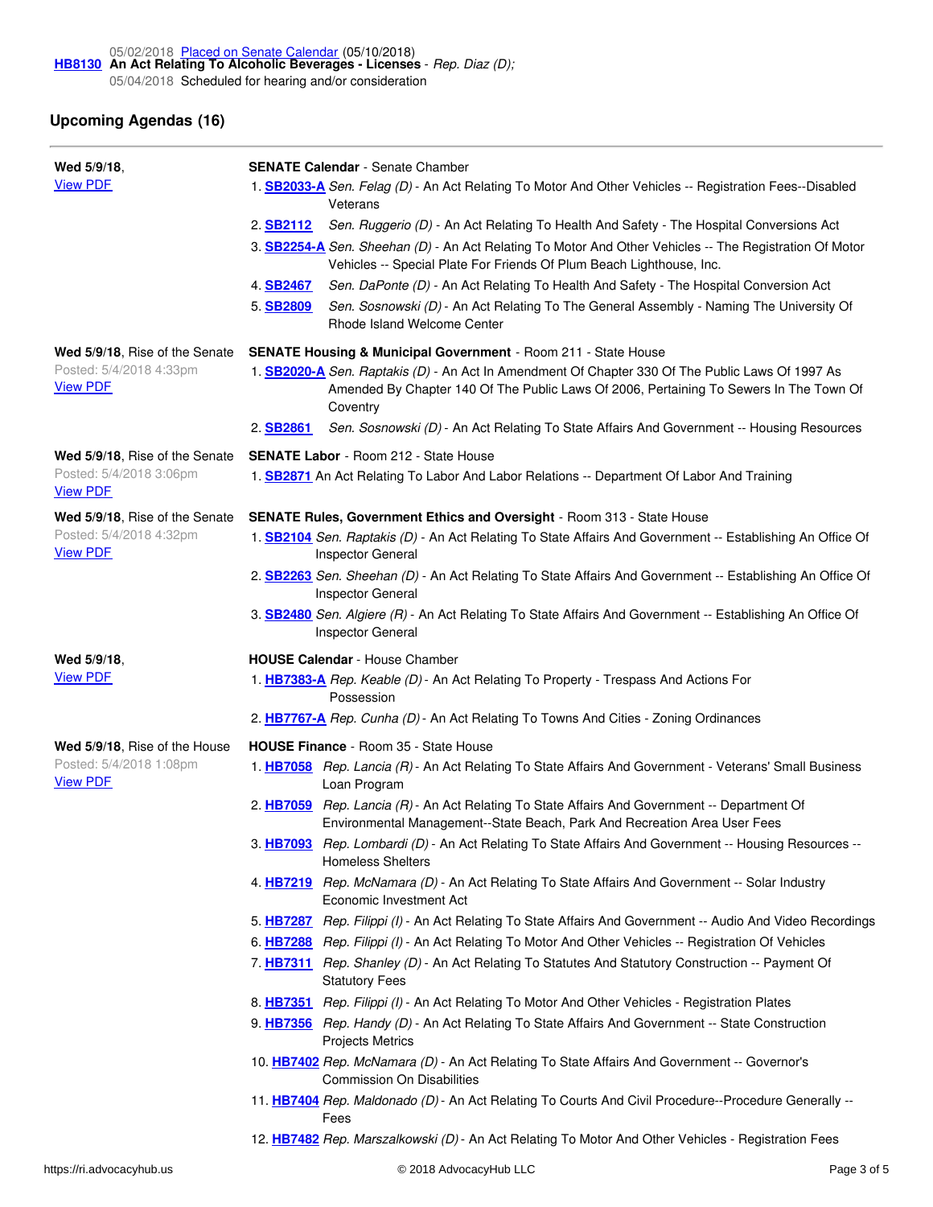05/02/2018 Placed on Senate Calendar (05/10/2018)

**HB8130** **An Act Relating To Alcoholic Beverages - Licenses** - *Rep. Diaz (D);*

05/04/2018 Scheduled for hearing and/or consideration

## Upcoming Agendas (16)

**Wed 5/9/18**,
View PDF

**SENATE Calendar** - Senate Chamber

1. **SB2033-A** *Sen. Felag (D)* - An Act Relating To Motor And Other Vehicles -- Registration Fees--Disabled Veterans
2. **SB2112** *Sen. Ruggerio (D)* - An Act Relating To Health And Safety - The Hospital Conversions Act
3. **SB2254-A** *Sen. Sheehan (D)* - An Act Relating To Motor And Other Vehicles -- The Registration Of Motor Vehicles -- Special Plate For Friends Of Plum Beach Lighthouse, Inc.
4. **SB2467** *Sen. DaPonte (D)* - An Act Relating To Health And Safety - The Hospital Conversion Act
5. **SB2809** *Sen. Sosnowski (D)* - An Act Relating To The General Assembly - Naming The University Of Rhode Island Welcome Center

**Wed 5/9/18**, Rise of the Senate
Posted: 5/4/2018 4:33pm
View PDF

**SENATE Housing & Municipal Government** - Room 211 - State House

1. **SB2020-A** *Sen. Raptakis (D)* - An Act In Amendment Of Chapter 330 Of The Public Laws Of 1997 As Amended By Chapter 140 Of The Public Laws Of 2006, Pertaining To Sewers In The Town Of Coventry
2. **SB2861** *Sen. Sosnowski (D)* - An Act Relating To State Affairs And Government -- Housing Resources

**Wed 5/9/18**, Rise of the Senate
Posted: 5/4/2018 3:06pm
View PDF

**SENATE Labor** - Room 212 - State House

1. **SB2871** An Act Relating To Labor And Labor Relations -- Department Of Labor And Training

**Wed 5/9/18**, Rise of the Senate
Posted: 5/4/2018 4:32pm
View PDF

**SENATE Rules, Government Ethics and Oversight** - Room 313 - State House

1. **SB2104** *Sen. Raptakis (D)* - An Act Relating To State Affairs And Government -- Establishing An Office Of Inspector General
2. **SB2263** *Sen. Sheehan (D)* - An Act Relating To State Affairs And Government -- Establishing An Office Of Inspector General
3. **SB2480** *Sen. Algiere (R)* - An Act Relating To State Affairs And Government -- Establishing An Office Of Inspector General

**Wed 5/9/18**,
View PDF

**HOUSE Calendar** - House Chamber

1. **HB7383-A** *Rep. Keable (D)* - An Act Relating To Property - Trespass And Actions For Possession
2. **HB7767-A** *Rep. Cunha (D)* - An Act Relating To Towns And Cities - Zoning Ordinances

**Wed 5/9/18**, Rise of the House
Posted: 5/4/2018 1:08pm
View PDF

**HOUSE Finance** - Room 35 - State House

1. **HB7058** *Rep. Lancia (R)* - An Act Relating To State Affairs And Government - Veterans' Small Business Loan Program
2. **HB7059** *Rep. Lancia (R)* - An Act Relating To State Affairs And Government -- Department Of Environmental Management--State Beach, Park And Recreation Area User Fees
3. **HB7093** *Rep. Lombardi (D)* - An Act Relating To State Affairs And Government -- Housing Resources -- Homeless Shelters
4. **HB7219** *Rep. McNamara (D)* - An Act Relating To State Affairs And Government -- Solar Industry Economic Investment Act
5. **HB7287** *Rep. Filippi (I)* - An Act Relating To State Affairs And Government -- Audio And Video Recordings
6. **HB7288** *Rep. Filippi (I)* - An Act Relating To Motor And Other Vehicles -- Registration Of Vehicles
7. **HB7311** *Rep. Shanley (D)* - An Act Relating To Statutes And Statutory Construction -- Payment Of Statutory Fees
8. **HB7351** *Rep. Filippi (I)* - An Act Relating To Motor And Other Vehicles - Registration Plates
9. **HB7356** *Rep. Handy (D)* - An Act Relating To State Affairs And Government -- State Construction Projects Metrics
10. **HB7402** *Rep. McNamara (D)* - An Act Relating To State Affairs And Government -- Governor's Commission On Disabilities
11. **HB7404** *Rep. Maldonado (D)* - An Act Relating To Courts And Civil Procedure--Procedure Generally -- Fees
12. **HB7482** *Rep. Marszalkowski (D)* - An Act Relating To Motor And Other Vehicles - Registration Fees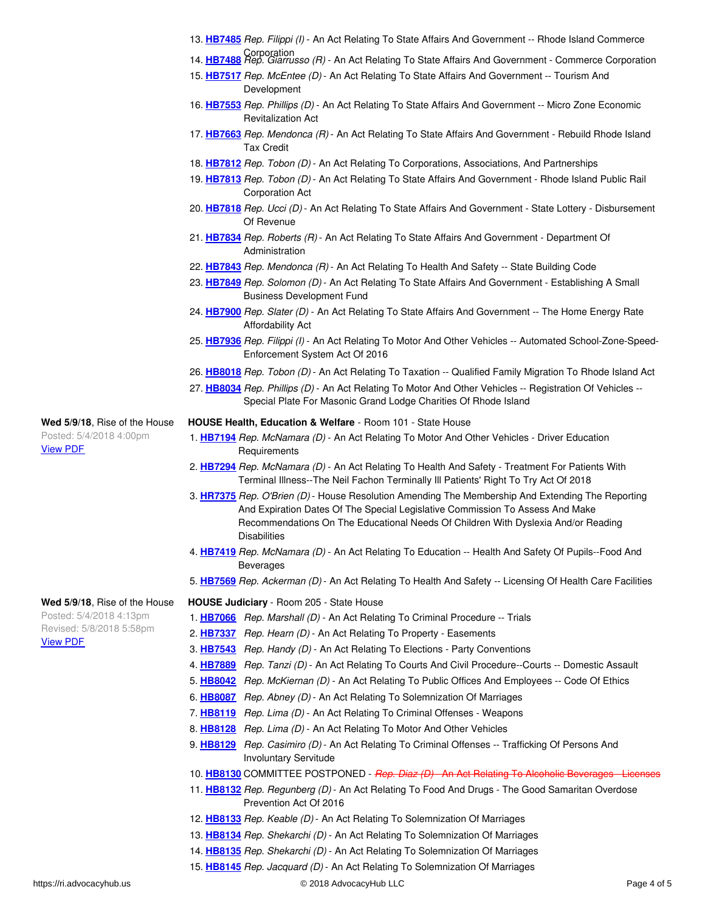13. **HB7485** *Rep. Filippi (I)* - An Act Relating To State Affairs And Government -- Rhode Island Commerce Corporation
14. **HB7488** *Rep. Giarrusso (R)* - An Act Relating To State Affairs And Government - Commerce Corporation
15. **HB7517** *Rep. McEntee (D)* - An Act Relating To State Affairs And Government -- Tourism And Development
16. **HB7553** *Rep. Phillips (D)* - An Act Relating To State Affairs And Government -- Micro Zone Economic Revitalization Act
17. **HB7663** *Rep. Mendonca (R)* - An Act Relating To State Affairs And Government - Rebuild Rhode Island Tax Credit
18. **HB7812** *Rep. Tobon (D)* - An Act Relating To Corporations, Associations, And Partnerships
19. **HB7813** *Rep. Tobon (D)* - An Act Relating To State Affairs And Government - Rhode Island Public Rail Corporation Act
20. **HB7818** *Rep. Ucci (D)* - An Act Relating To State Affairs And Government - State Lottery - Disbursement Of Revenue
21. **HB7834** *Rep. Roberts (R)* - An Act Relating To State Affairs And Government - Department Of Administration
22. **HB7843** *Rep. Mendonca (R)* - An Act Relating To Health And Safety -- State Building Code
23. **HB7849** *Rep. Solomon (D)* - An Act Relating To State Affairs And Government - Establishing A Small Business Development Fund
24. **HB7900** *Rep. Slater (D)* - An Act Relating To State Affairs And Government -- The Home Energy Rate Affordability Act
25. **HB7936** *Rep. Filippi (I)* - An Act Relating To Motor And Other Vehicles -- Automated School-Zone-Speed-Enforcement System Act Of 2016
26. **HB8018** *Rep. Tobon (D)* - An Act Relating To Taxation -- Qualified Family Migration To Rhode Island Act
27. **HB8034** *Rep. Phillips (D)* - An Act Relating To Motor And Other Vehicles -- Registration Of Vehicles -- Special Plate For Masonic Grand Lodge Charities Of Rhode Island

**Wed 5/9/18**, Rise of the House
Posted: 5/4/2018 4:00pm
View PDF

**HOUSE Health, Education & Welfare** - Room 101 - State House

1. **HB7194** *Rep. McNamara (D)* - An Act Relating To Motor And Other Vehicles - Driver Education Requirements
2. **HB7294** *Rep. McNamara (D)* - An Act Relating To Health And Safety - Treatment For Patients With Terminal Illness--The Neil Fachon Terminally Ill Patients' Right To Try Act Of 2018
3. **HR7375** *Rep. O'Brien (D)* - House Resolution Amending The Membership And Extending The Reporting And Expiration Dates Of The Special Legislative Commission To Assess And Make Recommendations On The Educational Needs Of Children With Dyslexia And/or Reading Disabilities
4. **HB7419** *Rep. McNamara (D)* - An Act Relating To Education -- Health And Safety Of Pupils--Food And Beverages
5. **HB7569** *Rep. Ackerman (D)* - An Act Relating To Health And Safety -- Licensing Of Health Care Facilities

**Wed 5/9/18**, Rise of the House
Posted: 5/4/2018 4:13pm
Revised: 5/8/2018 5:58pm
View PDF

**HOUSE Judiciary** - Room 205 - State House

1. **HB7066** *Rep. Marshall (D)* - An Act Relating To Criminal Procedure -- Trials
2. **HB7337** *Rep. Hearn (D)* - An Act Relating To Property - Easements
3. **HB7543** *Rep. Handy (D)* - An Act Relating To Elections - Party Conventions
4. **HB7889** *Rep. Tanzi (D)* - An Act Relating To Courts And Civil Procedure--Courts -- Domestic Assault
5. **HB8042** *Rep. McKiernan (D)* - An Act Relating To Public Offices And Employees -- Code Of Ethics
6. **HB8087** *Rep. Abney (D)* - An Act Relating To Solemnization Of Marriages
7. **HB8119** *Rep. Lima (D)* - An Act Relating To Criminal Offenses - Weapons
8. **HB8128** *Rep. Lima (D)* - An Act Relating To Motor And Other Vehicles
9. **HB8129** *Rep. Casimiro (D)* - An Act Relating To Criminal Offenses -- Trafficking Of Persons And Involuntary Servitude
10. **HB8130** COMMITTEE POSTPONED - ~~*Rep. Diaz (D)* - An Act Relating To Alcoholic Beverages - Licenses~~
11. **HB8132** *Rep. Regunberg (D)* - An Act Relating To Food And Drugs - The Good Samaritan Overdose Prevention Act Of 2016
12. **HB8133** *Rep. Keable (D)* - An Act Relating To Solemnization Of Marriages
13. **HB8134** *Rep. Shekarchi (D)* - An Act Relating To Solemnization Of Marriages
14. **HB8135** *Rep. Shekarchi (D)* - An Act Relating To Solemnization Of Marriages
15. **HB8145** *Rep. Jacquard (D)* - An Act Relating To Solemnization Of Marriages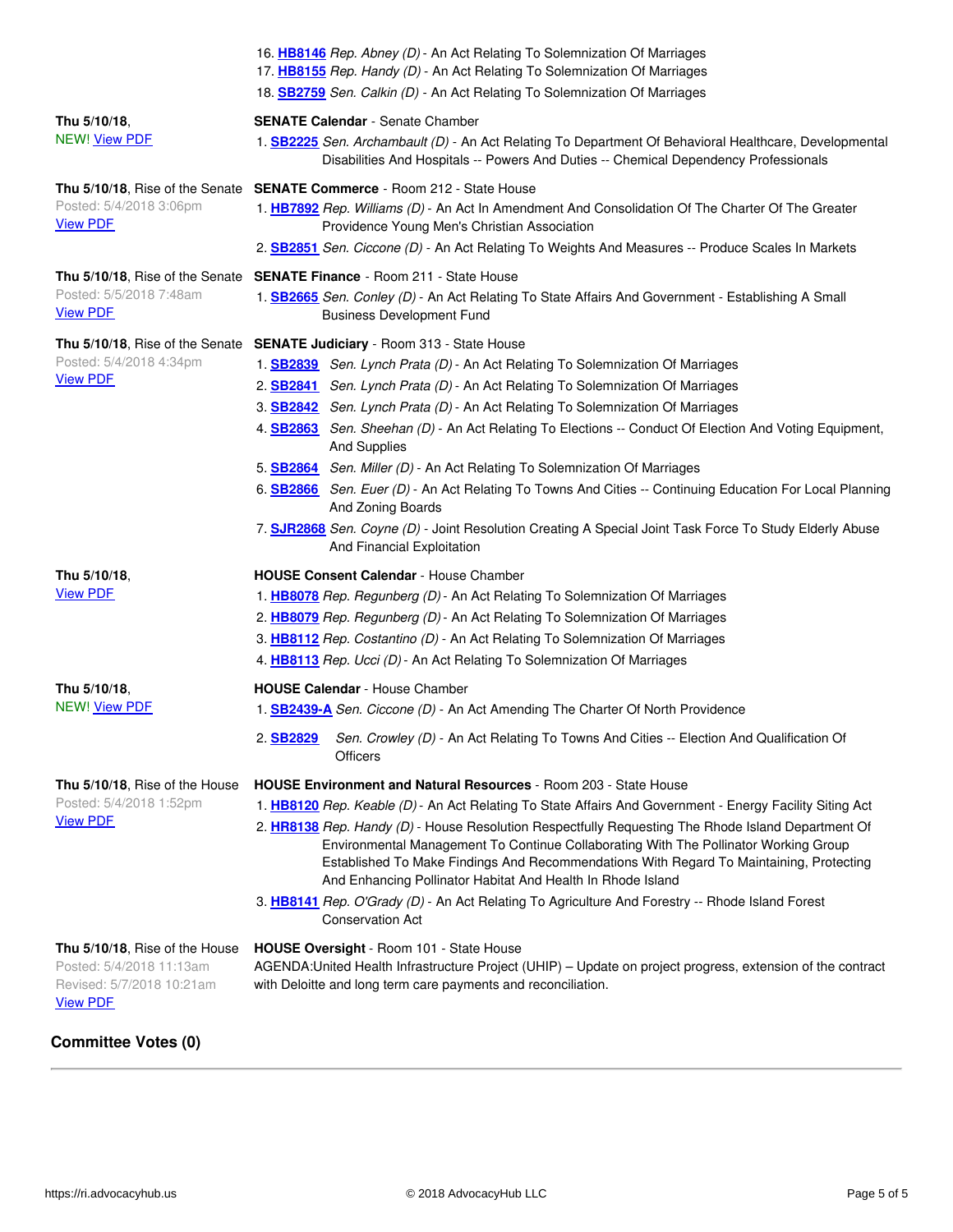16. **HB8146** *Rep. Abney (D)* - An Act Relating To Solemnization Of Marriages
17. **HB8155** *Rep. Handy (D)* - An Act Relating To Solemnization Of Marriages
18. **SB2759** *Sen. Calkin (D)* - An Act Relating To Solemnization Of Marriages

**Thu 5/10/18**,
NEW! View PDF

**SENATE Calendar** - Senate Chamber

1. **SB2225** *Sen. Archambault (D)* - An Act Relating To Department Of Behavioral Healthcare, Developmental Disabilities And Hospitals -- Powers And Duties -- Chemical Dependency Professionals

**Thu 5/10/18**, Rise of the Senate
Posted: 5/4/2018 3:06pm
View PDF

**SENATE Commerce** - Room 212 - State House

1. **HB7892** *Rep. Williams (D)* - An Act In Amendment And Consolidation Of The Charter Of The Greater Providence Young Men's Christian Association
2. **SB2851** *Sen. Ciccone (D)* - An Act Relating To Weights And Measures -- Produce Scales In Markets

**Thu 5/10/18**, Rise of the Senate
Posted: 5/5/2018 7:48am
View PDF

**SENATE Finance** - Room 211 - State House

1. **SB2665** *Sen. Conley (D)* - An Act Relating To State Affairs And Government - Establishing A Small Business Development Fund

**Thu 5/10/18**, Rise of the Senate
Posted: 5/4/2018 4:34pm
View PDF

**SENATE Judiciary** - Room 313 - State House

1. **SB2839** *Sen. Lynch Prata (D)* - An Act Relating To Solemnization Of Marriages
2. **SB2841** *Sen. Lynch Prata (D)* - An Act Relating To Solemnization Of Marriages
3. **SB2842** *Sen. Lynch Prata (D)* - An Act Relating To Solemnization Of Marriages
4. **SB2863** *Sen. Sheehan (D)* - An Act Relating To Elections -- Conduct Of Election And Voting Equipment, And Supplies
5. **SB2864** *Sen. Miller (D)* - An Act Relating To Solemnization Of Marriages
6. **SB2866** *Sen. Euer (D)* - An Act Relating To Towns And Cities -- Continuing Education For Local Planning And Zoning Boards
7. **SJR2868** *Sen. Coyne (D)* - Joint Resolution Creating A Special Joint Task Force To Study Elderly Abuse And Financial Exploitation

**Thu 5/10/18**,
View PDF

**HOUSE Consent Calendar** - House Chamber

1. **HB8078** *Rep. Regunberg (D)* - An Act Relating To Solemnization Of Marriages
2. **HB8079** *Rep. Regunberg (D)* - An Act Relating To Solemnization Of Marriages
3. **HB8112** *Rep. Costantino (D)* - An Act Relating To Solemnization Of Marriages
4. **HB8113** *Rep. Ucci (D)* - An Act Relating To Solemnization Of Marriages

**Thu 5/10/18**,
NEW! View PDF

**HOUSE Calendar** - House Chamber

1. **SB2439-A** *Sen. Ciccone (D)* - An Act Amending The Charter Of North Providence
2. **SB2829** *Sen. Crowley (D)* - An Act Relating To Towns And Cities -- Election And Qualification Of Officers

**Thu 5/10/18**, Rise of the House
Posted: 5/4/2018 1:52pm
View PDF

**HOUSE Environment and Natural Resources** - Room 203 - State House

1. **HB8120** *Rep. Keable (D)* - An Act Relating To State Affairs And Government - Energy Facility Siting Act
2. **HR8138** *Rep. Handy (D)* - House Resolution Respectfully Requesting The Rhode Island Department Of Environmental Management To Continue Collaborating With The Pollinator Working Group Established To Make Findings And Recommendations With Regard To Maintaining, Protecting And Enhancing Pollinator Habitat And Health In Rhode Island
3. **HB8141** *Rep. O'Grady (D)* - An Act Relating To Agriculture And Forestry -- Rhode Island Forest Conservation Act

**Thu 5/10/18**, Rise of the House
Posted: 5/4/2018 11:13am
Revised: 5/7/2018 10:21am
View PDF

**HOUSE Oversight** - Room 101 - State House
AGENDA:United Health Infrastructure Project (UHIP) – Update on project progress, extension of the contract with Deloitte and long term care payments and reconciliation.

## Committee Votes (0)